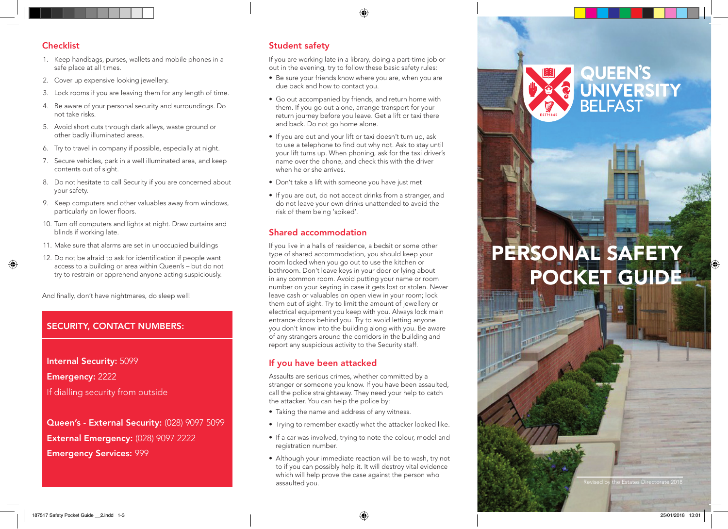## Checklist

1. Keep handbags, purses, wallets and mobile phones in a safe place at all times.
2. Cover up expensive looking jewellery.
3. Lock rooms if you are leaving them for any length of time.
4. Be aware of your personal security and surroundings. Do not take risks.
5. Avoid short cuts through dark alleys, waste ground or other badly illuminated areas.
6. Try to travel in company if possible, especially at night.
7. Secure vehicles, park in a well illuminated area, and keep contents out of sight.
8. Do not hesitate to call Security if you are concerned about your safety.
9. Keep computers and other valuables away from windows, particularly on lower floors.
10. Turn off computers and lights at night. Draw curtains and blinds if working late.
11. Make sure that alarms are set in unoccupied buildings
12. Do not be afraid to ask for identification if people want access to a building or area within Queen's – but do not try to restrain or apprehend anyone acting suspiciously.

And finally, don't have nightmares, do sleep well!

## SECURITY, CONTACT NUMBERS:

**Internal Security:** 5099

**Emergency:** 2222

If dialling security from outside

**Queen's - External Security:** (028) 9097 5099

**External Emergency:** (028) 9097 2222

**Emergency Services:** 999

## Student safety

If you are working late in a library, doing a part-time job or out in the evening, try to follow these basic safety rules:

- Be sure your friends know where you are, when you are due back and how to contact you.
- Go out accompanied by friends, and return home with them. If you go out alone, arrange transport for your return journey before you leave. Get a lift or taxi there and back. Do not go home alone.
- If you are out and your lift or taxi doesn't turn up, ask to use a telephone to find out why not. Ask to stay until your lift turns up. When phoning, ask for the taxi driver's name over the phone, and check this with the driver when he or she arrives.
- Don't take a lift with someone you have just met
- If you are out, do not accept drinks from a stranger, and do not leave your own drinks unattended to avoid the risk of them being 'spiked'.

## Shared accommodation

If you live in a halls of residence, a bedsit or some other type of shared accommodation, you should keep your room locked when you go out to use the kitchen or bathroom. Don't leave keys in your door or lying about in any common room. Avoid putting your name or room number on your keyring in case it gets lost or stolen. Never leave cash or valuables on open view in your room; lock them out of sight. Try to limit the amount of jewellery or electrical equipment you keep with you. Always lock main entrance doors behind you. Try to avoid letting anyone you don't know into the building along with you. Be aware of any strangers around the corridors in the building and report any suspicious activity to the Security staff.

## If you have been attacked

Assaults are serious crimes, whether committed by a stranger or someone you know. If you have been assaulted, call the police straightaway. They need your help to catch the attacker. You can help the police by:

- Taking the name and address of any witness.
- Trying to remember exactly what the attacker looked like.
- If a car was involved, trying to note the colour, model and registration number.
- Although your immediate reaction will be to wash, try not to if you can possibly help it. It will destroy vital evidence which will help prove the case against the person who assaulted you.

QUEEN'S UNIVERSITY BELFAST

# PERSONAL SAFETY POCKET GUIDE

Revised by the Estates Directorate 2018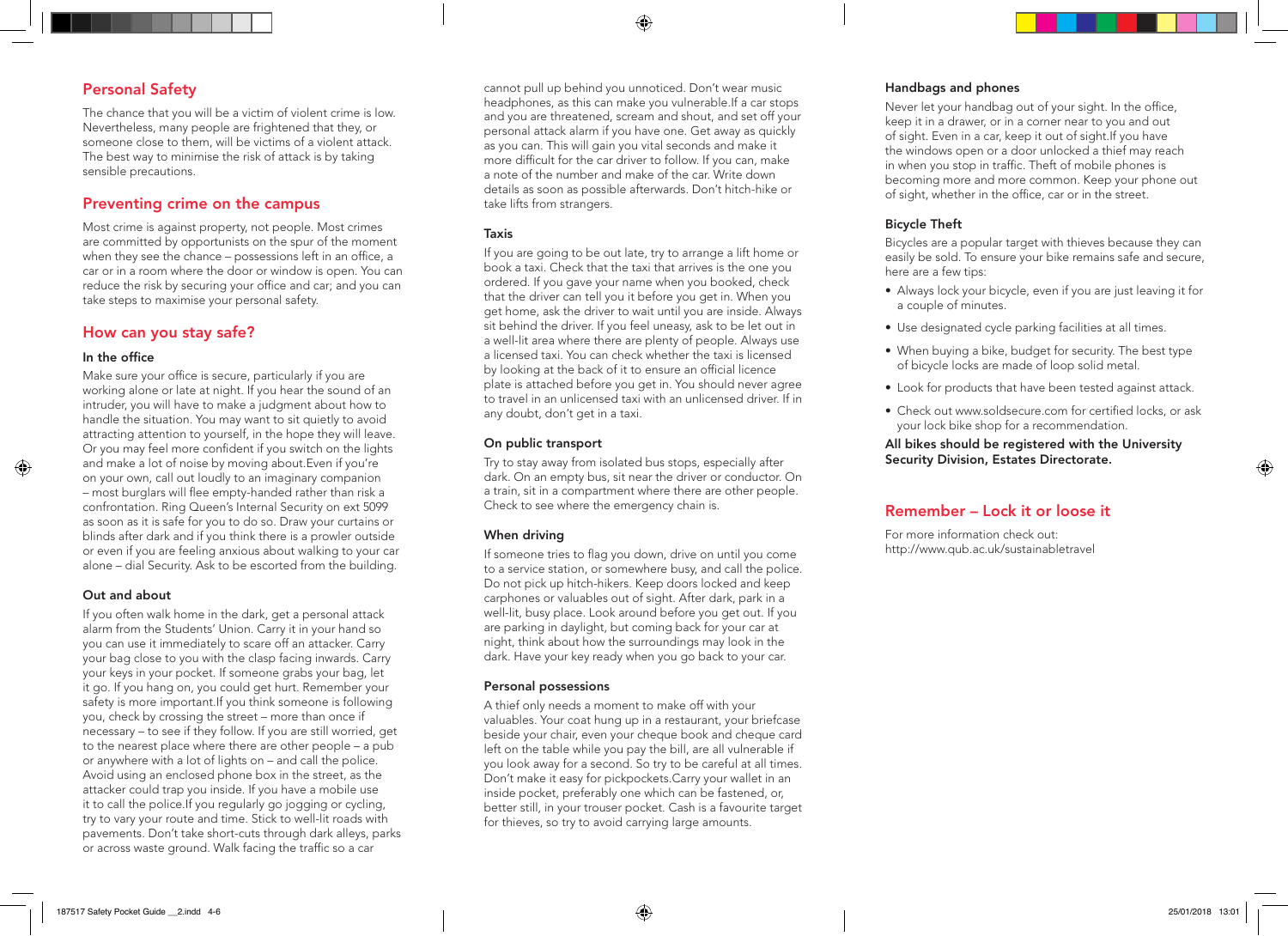## Personal Safety

The chance that you will be a victim of violent crime is low. Nevertheless, many people are frightened that they, or someone close to them, will be victims of a violent attack. The best way to minimise the risk of attack is by taking sensible precautions.

## Preventing crime on the campus

Most crime is against property, not people. Most crimes are committed by opportunists on the spur of the moment when they see the chance – possessions left in an office, a car or in a room where the door or window is open. You can reduce the risk by securing your office and car; and you can take steps to maximise your personal safety.

## How can you stay safe?

### In the office

Make sure your office is secure, particularly if you are working alone or late at night. If you hear the sound of an intruder, you will have to make a judgment about how to handle the situation. You may want to sit quietly to avoid attracting attention to yourself, in the hope they will leave. Or you may feel more confident if you switch on the lights and make a lot of noise by moving about.Even if you're on your own, call out loudly to an imaginary companion – most burglars will flee empty-handed rather than risk a confrontation. Ring Queen's Internal Security on ext 5099 as soon as it is safe for you to do so. Draw your curtains or blinds after dark and if you think there is a prowler outside or even if you are feeling anxious about walking to your car alone – dial Security. Ask to be escorted from the building.

### Out and about

If you often walk home in the dark, get a personal attack alarm from the Students' Union. Carry it in your hand so you can use it immediately to scare off an attacker. Carry your bag close to you with the clasp facing inwards. Carry your keys in your pocket. If someone grabs your bag, let it go. If you hang on, you could get hurt. Remember your safety is more important.If you think someone is following you, check by crossing the street – more than once if necessary – to see if they follow. If you are still worried, get to the nearest place where there are other people – a pub or anywhere with a lot of lights on – and call the police. Avoid using an enclosed phone box in the street, as the attacker could trap you inside. If you have a mobile use it to call the police.If you regularly go jogging or cycling, try to vary your route and time. Stick to well-lit roads with pavements. Don't take short-cuts through dark alleys, parks or across waste ground. Walk facing the traffic so a car cannot pull up behind you unnoticed. Don't wear music headphones, as this can make you vulnerable.If a car stops and you are threatened, scream and shout, and set off your personal attack alarm if you have one. Get away as quickly as you can. This will gain you vital seconds and make it more difficult for the car driver to follow. If you can, make a note of the number and make of the car. Write down details as soon as possible afterwards. Don't hitch-hike or take lifts from strangers.

### Taxis

If you are going to be out late, try to arrange a lift home or book a taxi. Check that the taxi that arrives is the one you ordered. If you gave your name when you booked, check that the driver can tell you it before you get in. When you get home, ask the driver to wait until you are inside. Always sit behind the driver. If you feel uneasy, ask to be let out in a well-lit area where there are plenty of people. Always use a licensed taxi. You can check whether the taxi is licensed by looking at the back of it to ensure an official licence plate is attached before you get in. You should never agree to travel in an unlicensed taxi with an unlicensed driver. If in any doubt, don't get in a taxi.

### On public transport

Try to stay away from isolated bus stops, especially after dark. On an empty bus, sit near the driver or conductor. On a train, sit in a compartment where there are other people. Check to see where the emergency chain is.

### When driving

If someone tries to flag you down, drive on until you come to a service station, or somewhere busy, and call the police. Do not pick up hitch-hikers. Keep doors locked and keep carphones or valuables out of sight. After dark, park in a well-lit, busy place. Look around before you get out. If you are parking in daylight, but coming back for your car at night, think about how the surroundings may look in the dark. Have your key ready when you go back to your car.

### Personal possessions

A thief only needs a moment to make off with your valuables. Your coat hung up in a restaurant, your briefcase beside your chair, even your cheque book and cheque card left on the table while you pay the bill, are all vulnerable if you look away for a second. So try to be careful at all times. Don't make it easy for pickpockets.Carry your wallet in an inside pocket, preferably one which can be fastened, or, better still, in your trouser pocket. Cash is a favourite target for thieves, so try to avoid carrying large amounts.

### Handbags and phones

Never let your handbag out of your sight. In the office, keep it in a drawer, or in a corner near to you and out of sight. Even in a car, keep it out of sight.If you have the windows open or a door unlocked a thief may reach in when you stop in traffic. Theft of mobile phones is becoming more and more common. Keep your phone out of sight, whether in the office, car or in the street.

### Bicycle Theft

Bicycles are a popular target with thieves because they can easily be sold. To ensure your bike remains safe and secure, here are a few tips:

- Always lock your bicycle, even if you are just leaving it for a couple of minutes.
- Use designated cycle parking facilities at all times.
- When buying a bike, budget for security. The best type of bicycle locks are made of loop solid metal.
- Look for products that have been tested against attack.
- Check out www.soldsecure.com for certified locks, or ask your lock bike shop for a recommendation.

**All bikes should be registered with the University Security Division, Estates Directorate.**

## Remember – Lock it or loose it

For more information check out:
http://www.qub.ac.uk/sustainabletravel